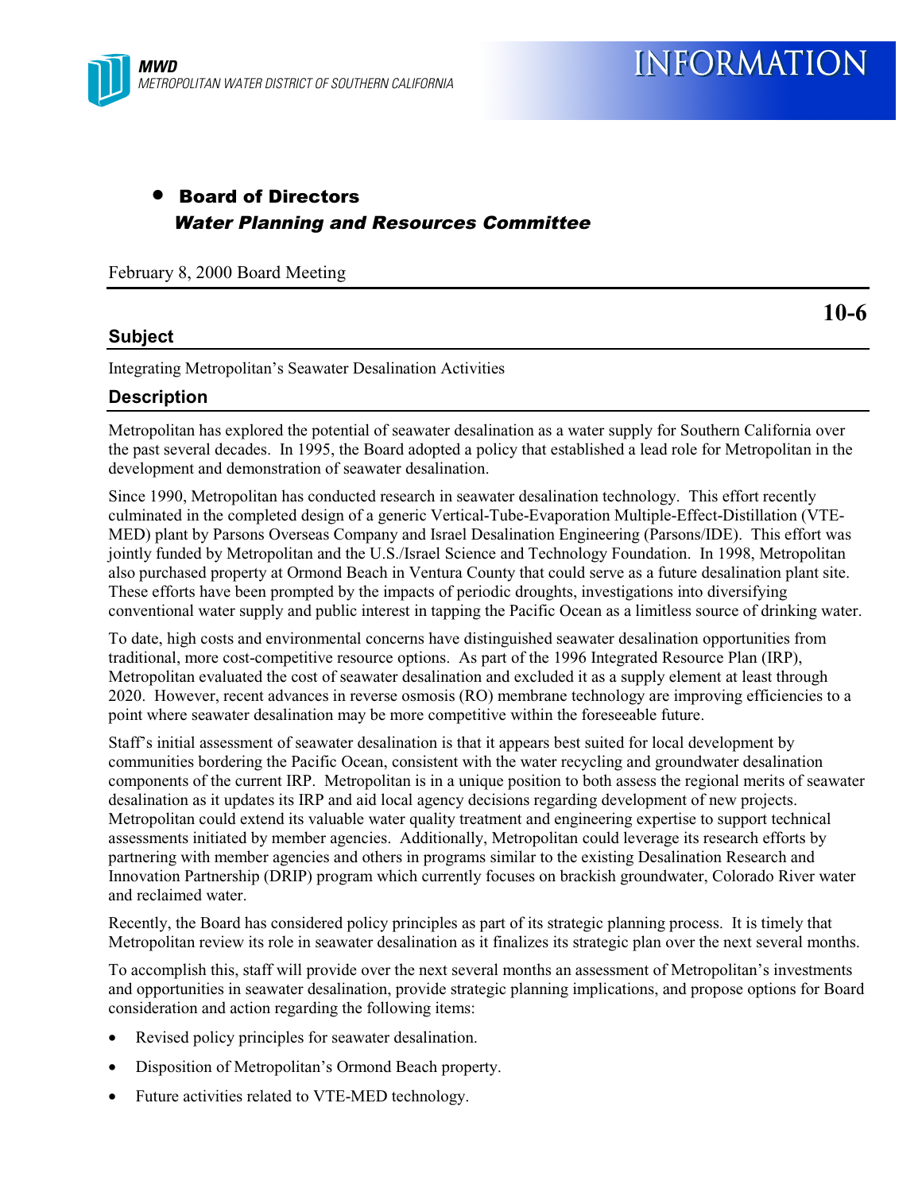MWD
*METROPOLITAN WATER DISTRICT OF SOUTHERN CALIFORNIA*

# INFORMATION

- **Board of Directors**
  ***Water Planning and Resources Committee***

February 8, 2000 Board Meeting

**10-6**

## Subject

Integrating Metropolitan's Seawater Desalination Activities

## Description

Metropolitan has explored the potential of seawater desalination as a water supply for Southern California over the past several decades. In 1995, the Board adopted a policy that established a lead role for Metropolitan in the development and demonstration of seawater desalination.

Since 1990, Metropolitan has conducted research in seawater desalination technology. This effort recently culminated in the completed design of a generic Vertical-Tube-Evaporation Multiple-Effect-Distillation (VTE-MED) plant by Parsons Overseas Company and Israel Desalination Engineering (Parsons/IDE). This effort was jointly funded by Metropolitan and the U.S./Israel Science and Technology Foundation. In 1998, Metropolitan also purchased property at Ormond Beach in Ventura County that could serve as a future desalination plant site. These efforts have been prompted by the impacts of periodic droughts, investigations into diversifying conventional water supply and public interest in tapping the Pacific Ocean as a limitless source of drinking water.

To date, high costs and environmental concerns have distinguished seawater desalination opportunities from traditional, more cost-competitive resource options. As part of the 1996 Integrated Resource Plan (IRP), Metropolitan evaluated the cost of seawater desalination and excluded it as a supply element at least through 2020. However, recent advances in reverse osmosis (RO) membrane technology are improving efficiencies to a point where seawater desalination may be more competitive within the foreseeable future.

Staff's initial assessment of seawater desalination is that it appears best suited for local development by communities bordering the Pacific Ocean, consistent with the water recycling and groundwater desalination components of the current IRP. Metropolitan is in a unique position to both assess the regional merits of seawater desalination as it updates its IRP and aid local agency decisions regarding development of new projects. Metropolitan could extend its valuable water quality treatment and engineering expertise to support technical assessments initiated by member agencies. Additionally, Metropolitan could leverage its research efforts by partnering with member agencies and others in programs similar to the existing Desalination Research and Innovation Partnership (DRIP) program which currently focuses on brackish groundwater, Colorado River water and reclaimed water.

Recently, the Board has considered policy principles as part of its strategic planning process. It is timely that Metropolitan review its role in seawater desalination as it finalizes its strategic plan over the next several months.

To accomplish this, staff will provide over the next several months an assessment of Metropolitan's investments and opportunities in seawater desalination, provide strategic planning implications, and propose options for Board consideration and action regarding the following items:

- Revised policy principles for seawater desalination.
- Disposition of Metropolitan's Ormond Beach property.
- Future activities related to VTE-MED technology.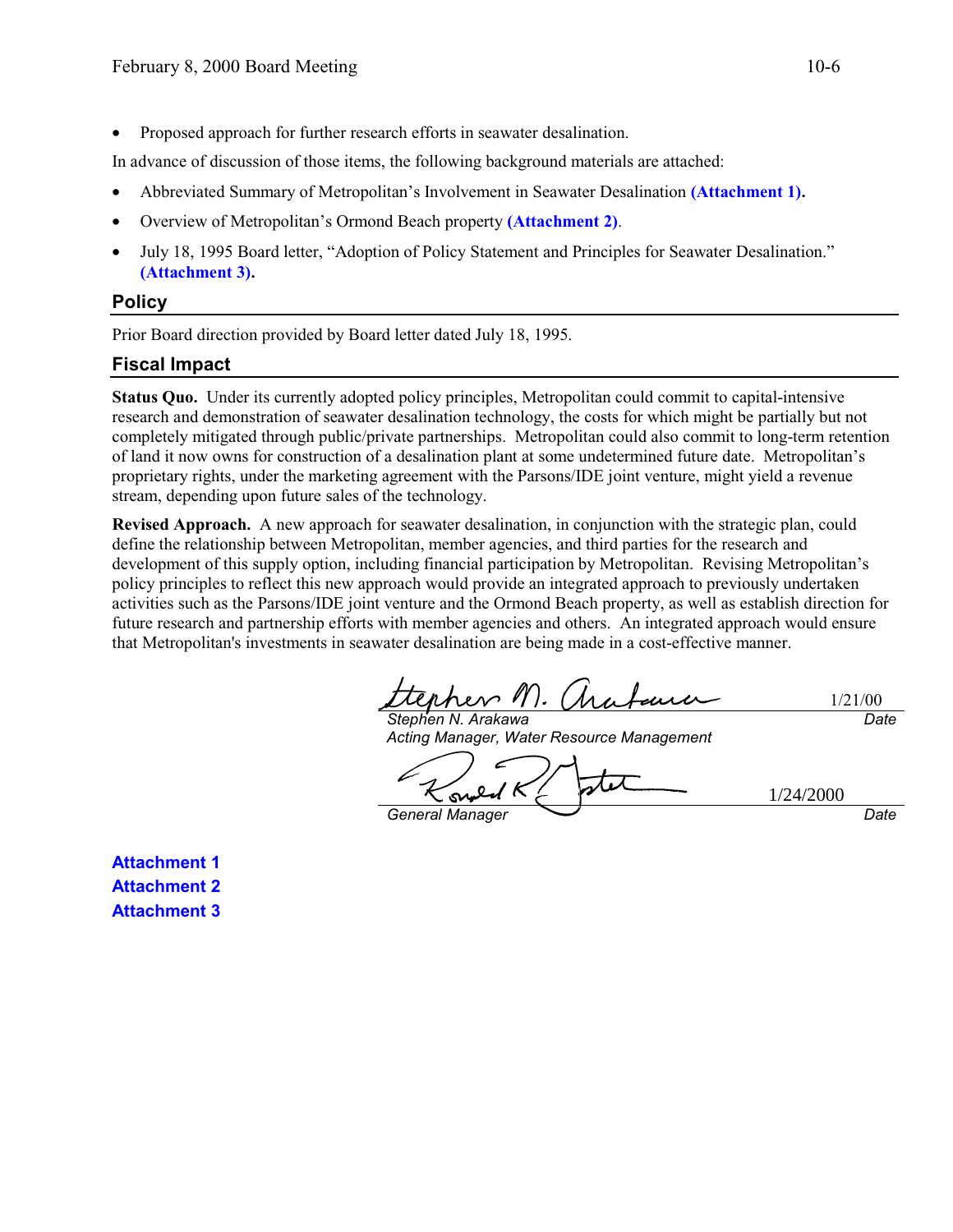- Proposed approach for further research efforts in seawater desalination.

In advance of discussion of those items, the following background materials are attached:

- Abbreviated Summary of Metropolitan's Involvement in Seawater Desalination **(Attachment 1).**
- Overview of Metropolitan's Ormond Beach property **(Attachment 2)**.
- July 18, 1995 Board letter, "Adoption of Policy Statement and Principles for Seawater Desalination." **(Attachment 3).**

## Policy

Prior Board direction provided by Board letter dated July 18, 1995.

## Fiscal Impact

**Status Quo.** Under its currently adopted policy principles, Metropolitan could commit to capital-intensive research and demonstration of seawater desalination technology, the costs for which might be partially but not completely mitigated through public/private partnerships. Metropolitan could also commit to long-term retention of land it now owns for construction of a desalination plant at some undetermined future date. Metropolitan's proprietary rights, under the marketing agreement with the Parsons/IDE joint venture, might yield a revenue stream, depending upon future sales of the technology.

**Revised Approach.** A new approach for seawater desalination, in conjunction with the strategic plan, could define the relationship between Metropolitan, member agencies, and third parties for the research and development of this supply option, including financial participation by Metropolitan. Revising Metropolitan's policy principles to reflect this new approach would provide an integrated approach to previously undertaken activities such as the Parsons/IDE joint venture and the Ormond Beach property, as well as establish direction for future research and partnership efforts with member agencies and others. An integrated approach would ensure that Metropolitan's investments in seawater desalination are being made in a cost-effective manner.

Stephen N. Arakawa — 1/21/00
*Stephen N. Arakawa*
*Acting Manager, Water Resource Management* — *Date*

Ronald R. Gastelum — 1/24/2000
*General Manager* — *Date*

**Attachment 1**
**Attachment 2**
**Attachment 3**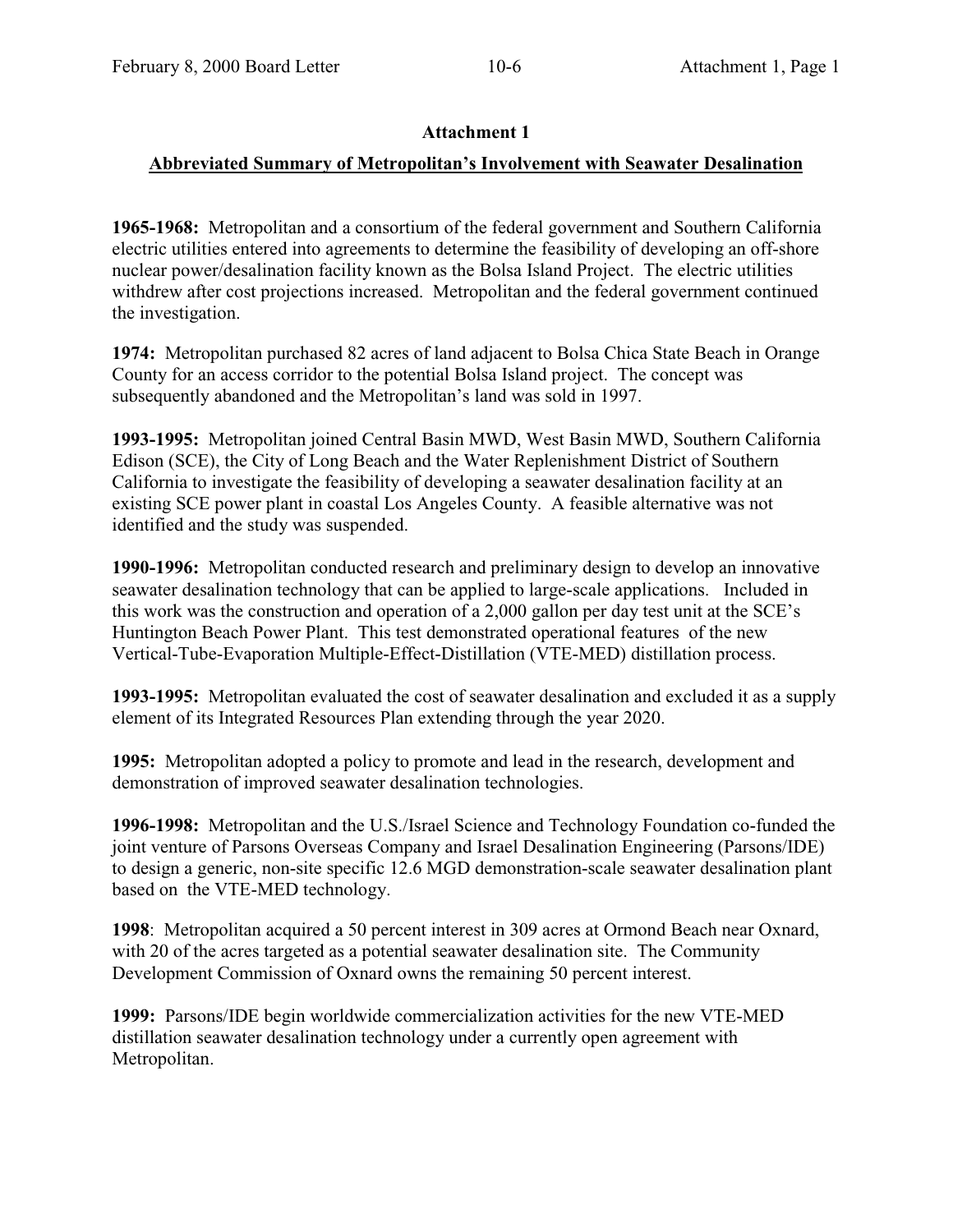## Attachment 1

### Abbreviated Summary of Metropolitan's Involvement with Seawater Desalination

**1965-1968:** Metropolitan and a consortium of the federal government and Southern California electric utilities entered into agreements to determine the feasibility of developing an off-shore nuclear power/desalination facility known as the Bolsa Island Project. The electric utilities withdrew after cost projections increased. Metropolitan and the federal government continued the investigation.

**1974:** Metropolitan purchased 82 acres of land adjacent to Bolsa Chica State Beach in Orange County for an access corridor to the potential Bolsa Island project. The concept was subsequently abandoned and the Metropolitan's land was sold in 1997.

**1993-1995:** Metropolitan joined Central Basin MWD, West Basin MWD, Southern California Edison (SCE), the City of Long Beach and the Water Replenishment District of Southern California to investigate the feasibility of developing a seawater desalination facility at an existing SCE power plant in coastal Los Angeles County. A feasible alternative was not identified and the study was suspended.

**1990-1996:** Metropolitan conducted research and preliminary design to develop an innovative seawater desalination technology that can be applied to large-scale applications. Included in this work was the construction and operation of a 2,000 gallon per day test unit at the SCE's Huntington Beach Power Plant. This test demonstrated operational features of the new Vertical-Tube-Evaporation Multiple-Effect-Distillation (VTE-MED) distillation process.

**1993-1995:** Metropolitan evaluated the cost of seawater desalination and excluded it as a supply element of its Integrated Resources Plan extending through the year 2020.

**1995:** Metropolitan adopted a policy to promote and lead in the research, development and demonstration of improved seawater desalination technologies.

**1996-1998:** Metropolitan and the U.S./Israel Science and Technology Foundation co-funded the joint venture of Parsons Overseas Company and Israel Desalination Engineering (Parsons/IDE) to design a generic, non-site specific 12.6 MGD demonstration-scale seawater desalination plant based on the VTE-MED technology.

**1998**: Metropolitan acquired a 50 percent interest in 309 acres at Ormond Beach near Oxnard, with 20 of the acres targeted as a potential seawater desalination site. The Community Development Commission of Oxnard owns the remaining 50 percent interest.

**1999:** Parsons/IDE begin worldwide commercialization activities for the new VTE-MED distillation seawater desalination technology under a currently open agreement with Metropolitan.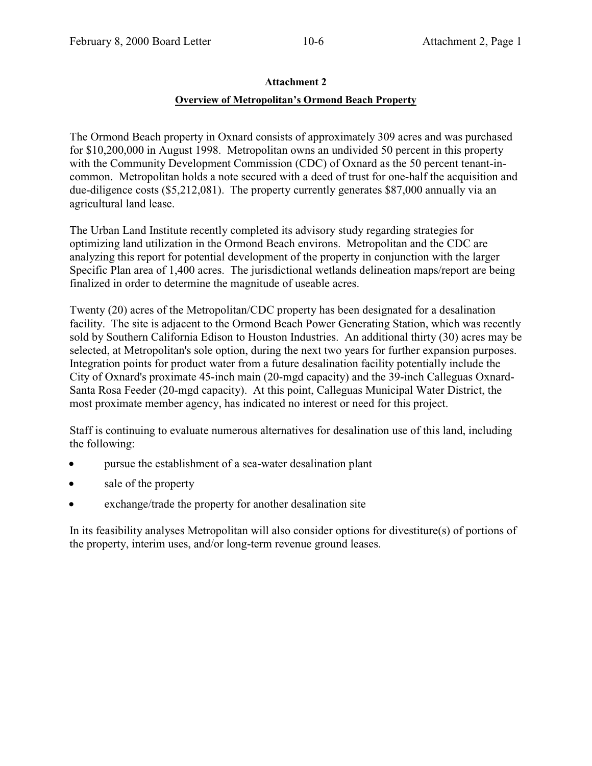**Attachment 2**

**Overview of Metropolitan's Ormond Beach Property**

The Ormond Beach property in Oxnard consists of approximately 309 acres and was purchased for $10,200,000 in August 1998. Metropolitan owns an undivided 50 percent in this property with the Community Development Commission (CDC) of Oxnard as the 50 percent tenant-in-common. Metropolitan holds a note secured with a deed of trust for one-half the acquisition and due-diligence costs ($5,212,081). The property currently generates $87,000 annually via an agricultural land lease.

The Urban Land Institute recently completed its advisory study regarding strategies for optimizing land utilization in the Ormond Beach environs. Metropolitan and the CDC are analyzing this report for potential development of the property in conjunction with the larger Specific Plan area of 1,400 acres. The jurisdictional wetlands delineation maps/report are being finalized in order to determine the magnitude of useable acres.

Twenty (20) acres of the Metropolitan/CDC property has been designated for a desalination facility. The site is adjacent to the Ormond Beach Power Generating Station, which was recently sold by Southern California Edison to Houston Industries. An additional thirty (30) acres may be selected, at Metropolitan's sole option, during the next two years for further expansion purposes. Integration points for product water from a future desalination facility potentially include the City of Oxnard's proximate 45-inch main (20-mgd capacity) and the 39-inch Calleguas Oxnard-Santa Rosa Feeder (20-mgd capacity). At this point, Calleguas Municipal Water District, the most proximate member agency, has indicated no interest or need for this project.

Staff is continuing to evaluate numerous alternatives for desalination use of this land, including the following:

- pursue the establishment of a sea-water desalination plant
- sale of the property
- exchange/trade the property for another desalination site

In its feasibility analyses Metropolitan will also consider options for divestiture(s) of portions of the property, interim uses, and/or long-term revenue ground leases.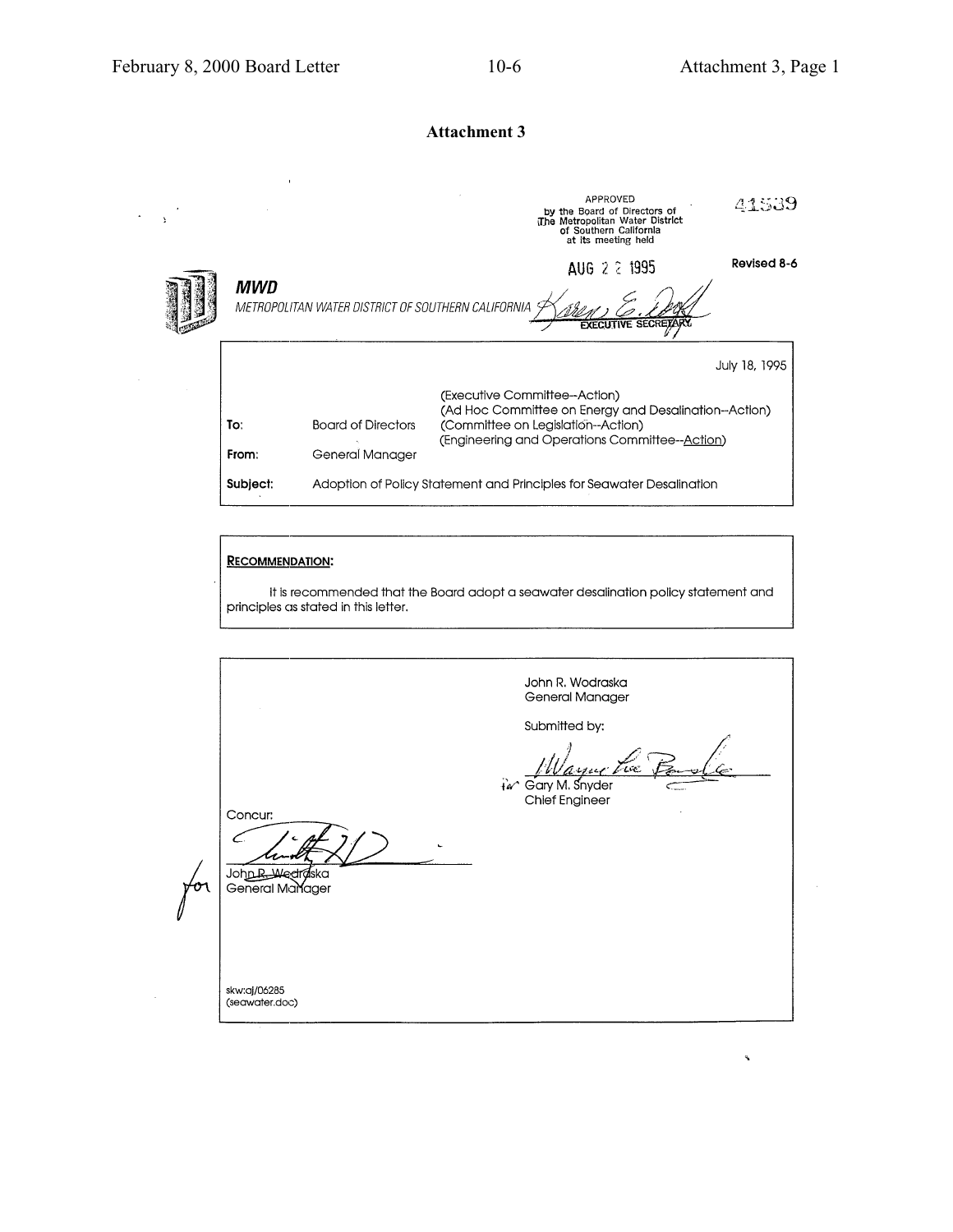# Attachment 3

APPROVED
by the Board of Directors of
The Metropolitan Water District
of Southern California
at its meeting held

AUG 22 1995

EXECUTIVE SECRETARY

41539

Revised 8-6

**MWD**

*METROPOLITAN WATER DISTRICT OF SOUTHERN CALIFORNIA*

July 18, 1995

| | | |
|---|---|---|
| **To:** | Board of Directors | (Executive Committee--Action)<br>(Ad Hoc Committee on Energy and Desalination--Action)<br>(Committee on Legislation--Action)<br>(Engineering and Operations Committee--Action) |
| **From:** | General Manager | |
| **Subject:** | Adoption of Policy Statement and Principles for Seawater Desalination | |

**RECOMMENDATION:**

It is recommended that the Board adopt a seawater desalination policy statement and principles as stated in this letter.

John R. Wodraska
General Manager

Submitted by:

for Gary M. Snyder
Chief Engineer

Concur:

for John R. Wodraska
General Manager

skw:aj/06285
(seawater.doc)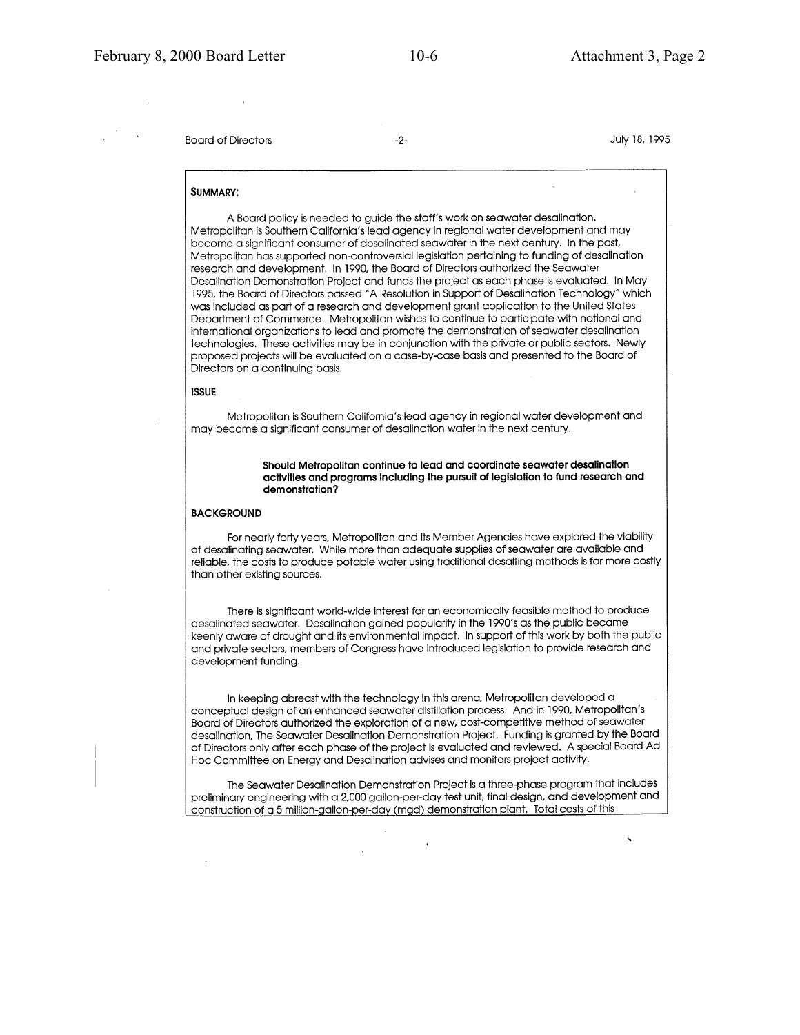**SUMMARY:**

A Board policy is needed to guide the staff's work on seawater desalination. Metropolitan is Southern California's lead agency in regional water development and may become a significant consumer of desalinated seawater in the next century. In the past, Metropolitan has supported non-controversial legislation pertaining to funding of desalination research and development. In 1990, the Board of Directors authorized the Seawater Desalination Demonstration Project and funds the project as each phase is evaluated. In May 1995, the Board of Directors passed "A Resolution in Support of Desalination Technology" which was included as part of a research and development grant application to the United States Department of Commerce. Metropolitan wishes to continue to participate with national and international organizations to lead and promote the demonstration of seawater desalination technologies. These activities may be in conjunction with the private or public sectors. Newly proposed projects will be evaluated on a case-by-case basis and presented to the Board of Directors on a continuing basis.

**ISSUE**

Metropolitan is Southern California's lead agency in regional water development and may become a significant consumer of desalination water in the next century.

> **Should Metropolitan continue to lead and coordinate seawater desalination activities and programs including the pursuit of legislation to fund research and demonstration?**

**BACKGROUND**

For nearly forty years, Metropolitan and its Member Agencies have explored the viability of desalinating seawater. While more than adequate supplies of seawater are available and reliable, the costs to produce potable water using traditional desalting methods is far more costly than other existing sources.

There is significant world-wide interest for an economically feasible method to produce desalinated seawater. Desalination gained popularity in the 1990's as the public became keenly aware of drought and its environmental impact. In support of this work by both the public and private sectors, members of Congress have introduced legislation to provide research and development funding.

In keeping abreast with the technology in this arena, Metropolitan developed a conceptual design of an enhanced seawater distillation process. And in 1990, Metropolitan's Board of Directors authorized the exploration of a new, cost-competitive method of seawater desalination, The Seawater Desalination Demonstration Project. Funding is granted by the Board of Directors only after each phase of the project is evaluated and reviewed. A special Board Ad Hoc Committee on Energy and Desalination advises and monitors project activity.

The Seawater Desalination Demonstration Project is a three-phase program that includes preliminary engineering with a 2,000 gallon-per-day test unit, final design, and development and construction of a 5 million-gallon-per-day (mgd) demonstration plant. Total costs of this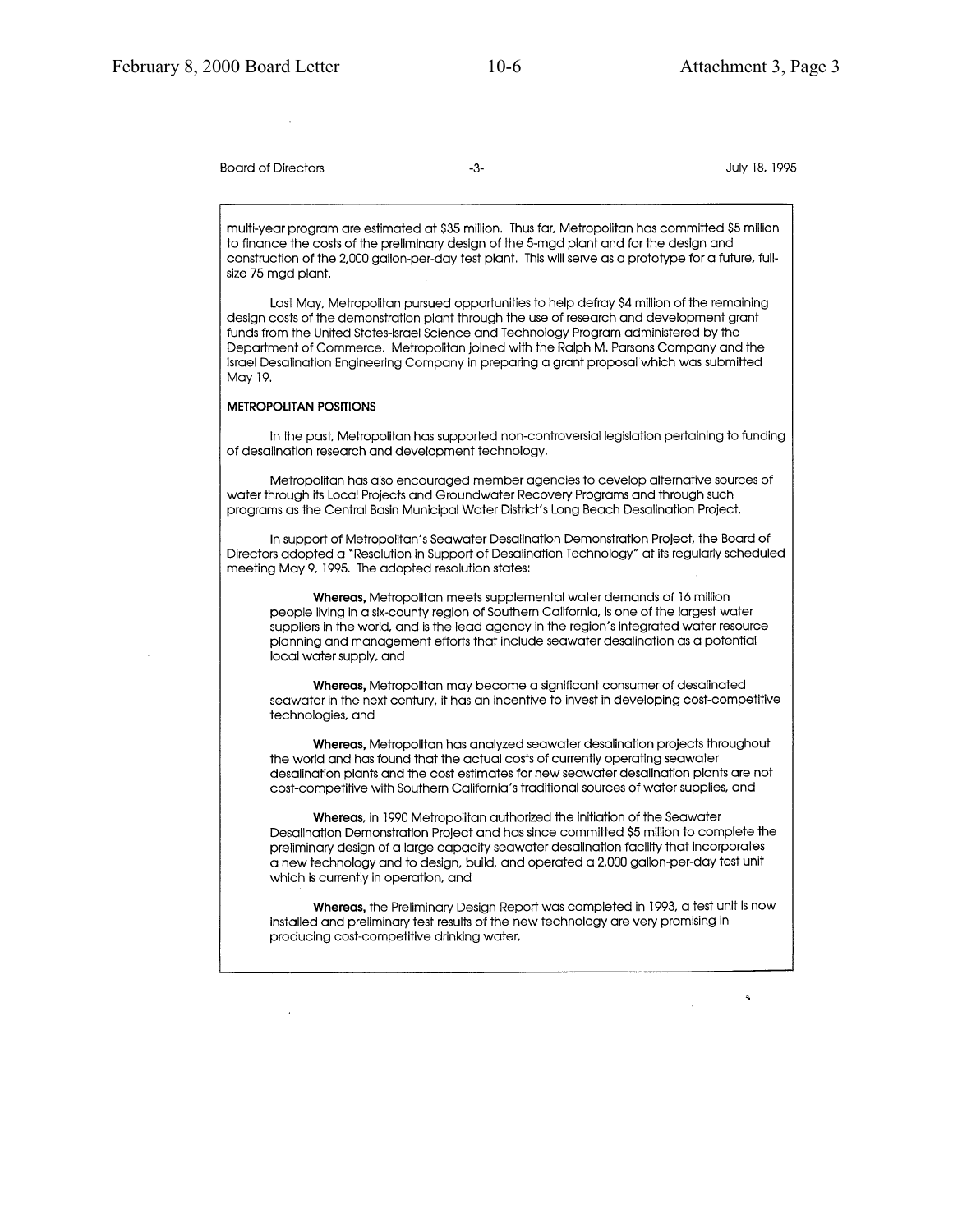multi-year program are estimated at $35 million. Thus far, Metropolitan has committed $5 million to finance the costs of the preliminary design of the 5-mgd plant and for the design and construction of the 2,000 gallon-per-day test plant. This will serve as a prototype for a future, full-size 75 mgd plant.

Last May, Metropolitan pursued opportunities to help defray $4 million of the remaining design costs of the demonstration plant through the use of research and development grant funds from the United States-Israel Science and Technology Program administered by the Department of Commerce. Metropolitan joined with the Ralph M. Parsons Company and the Israel Desalination Engineering Company in preparing a grant proposal which was submitted May 19.

**METROPOLITAN POSITIONS**

In the past, Metropolitan has supported non-controversial legislation pertaining to funding of desalination research and development technology.

Metropolitan has also encouraged member agencies to develop alternative sources of water through its Local Projects and Groundwater Recovery Programs and through such programs as the Central Basin Municipal Water District's Long Beach Desalination Project.

In support of Metropolitan's Seawater Desalination Demonstration Project, the Board of Directors adopted a "Resolution in Support of Desalination Technology" at its regularly scheduled meeting May 9, 1995. The adopted resolution states:

> **Whereas,** Metropolitan meets supplemental water demands of 16 million people living in a six-county region of Southern California, is one of the largest water suppliers in the world, and is the lead agency in the region's integrated water resource planning and management efforts that include seawater desalination as a potential local water supply, and
>
> **Whereas,** Metropolitan may become a significant consumer of desalinated seawater in the next century, it has an incentive to invest in developing cost-competitive technologies, and
>
> **Whereas,** Metropolitan has analyzed seawater desalination projects throughout the world and has found that the actual costs of currently operating seawater desalination plants and the cost estimates for new seawater desalination plants are not cost-competitive with Southern California's traditional sources of water supplies, and
>
> **Whereas,** in 1990 Metropolitan authorized the initiation of the Seawater Desalination Demonstration Project and has since committed $5 million to complete the preliminary design of a large capacity seawater desalination facility that incorporates a new technology and to design, build, and operated a 2,000 gallon-per-day test unit which is currently in operation, and
>
> **Whereas,** the Preliminary Design Report was completed in 1993, a test unit is now installed and preliminary test results of the new technology are very promising in producing cost-competitive drinking water,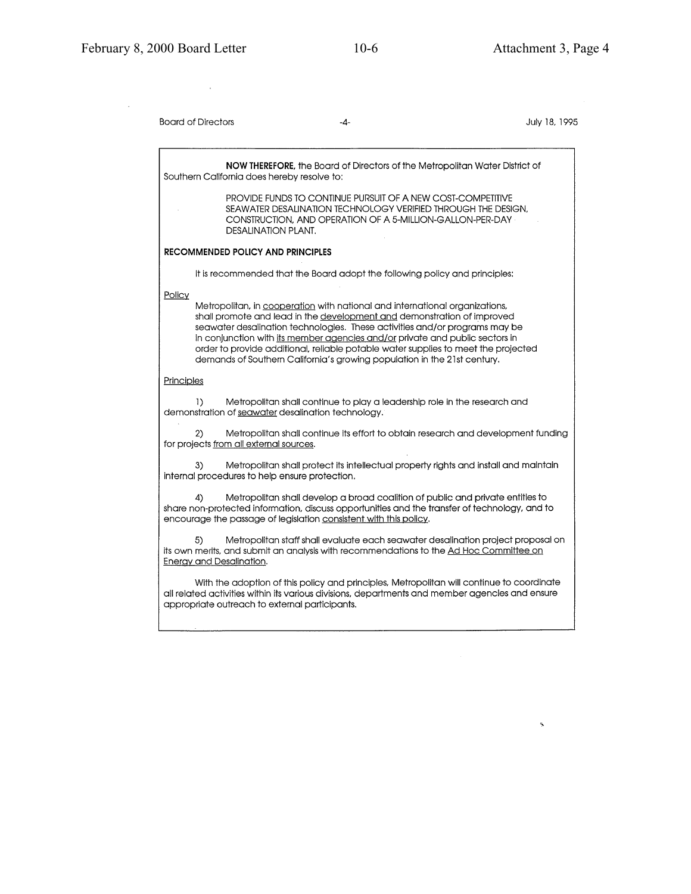**NOW THEREFORE,** the Board of Directors of the Metropolitan Water District of Southern California does hereby resolve to:

PROVIDE FUNDS TO CONTINUE PURSUIT OF A NEW COST-COMPETITIVE SEAWATER DESALINATION TECHNOLOGY VERIFIED THROUGH THE DESIGN, CONSTRUCTION, AND OPERATION OF A 5-MILLION-GALLON-PER-DAY DESALINATION PLANT.

**RECOMMENDED POLICY AND PRINCIPLES**

It is recommended that the Board adopt the following policy and principles:

Policy

Metropolitan, in cooperation with national and international organizations, shall promote and lead in the development and demonstration of improved seawater desalination technologies. These activities and/or programs may be in conjunction with its member agencies and/or private and public sectors in order to provide additional, reliable potable water supplies to meet the projected demands of Southern California's growing population in the 21st century.

Principles

1) Metropolitan shall continue to play a leadership role in the research and demonstration of seawater desalination technology.

2) Metropolitan shall continue its effort to obtain research and development funding for projects from all external sources.

3) Metropolitan shall protect its intellectual property rights and install and maintain internal procedures to help ensure protection.

4) Metropolitan shall develop a broad coalition of public and private entities to share non-protected information, discuss opportunities and the transfer of technology, and to encourage the passage of legislation consistent with this policy.

5) Metropolitan staff shall evaluate each seawater desalination project proposal on its own merits, and submit an analysis with recommendations to the Ad Hoc Committee on Energy and Desalination.

With the adoption of this policy and principles, Metropolitan will continue to coordinate all related activities within its various divisions, departments and member agencies and ensure appropriate outreach to external participants.